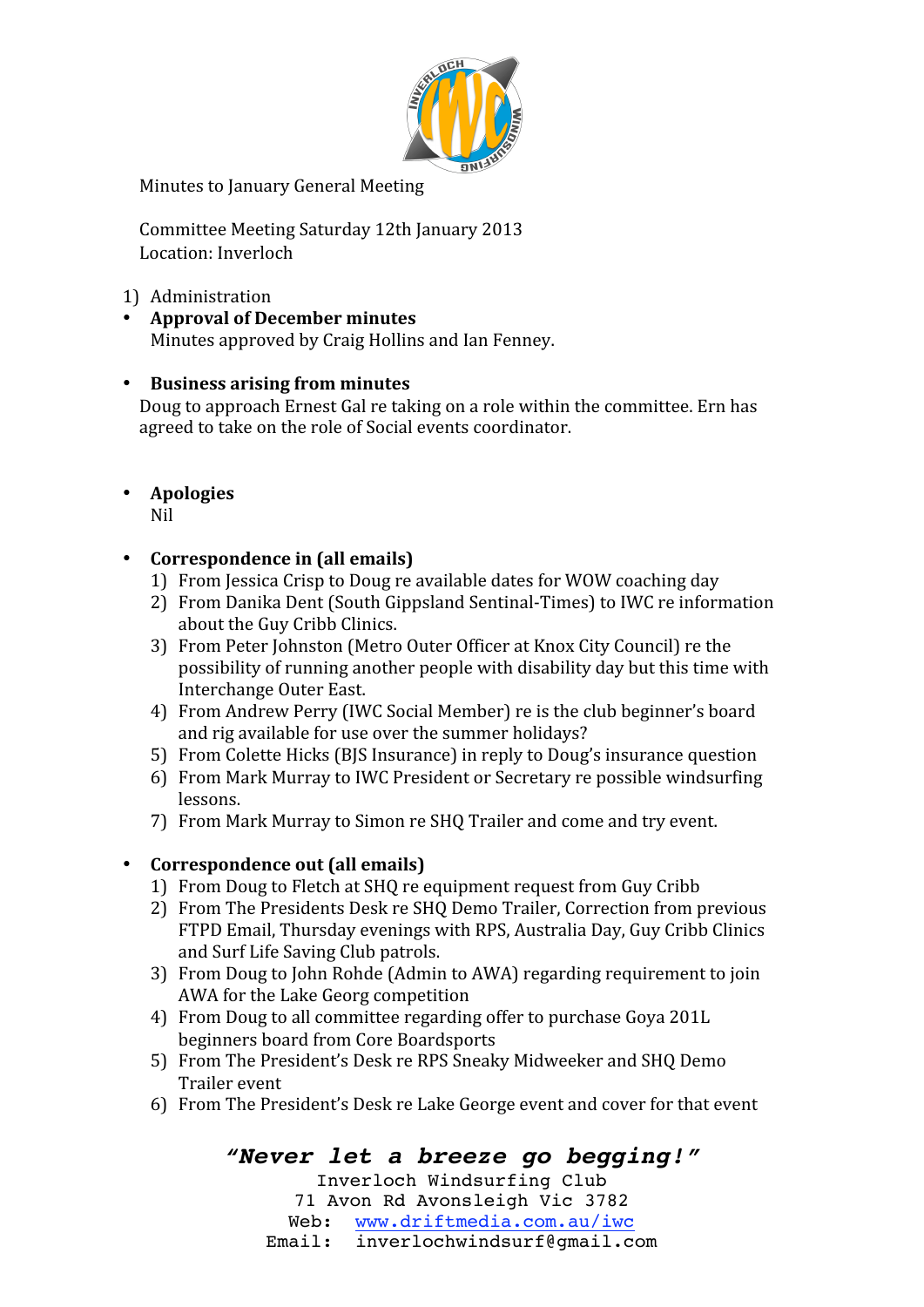Minutes to January General Meeting

Committee Meeting Saturday 12th January 2013
Location: Inverloch

1) Administration

- **Approval of December minutes**
  Minutes approved by Craig Hollins and Ian Fenney.

- **Business arising from minutes**
  Doug to approach Ernest Gal re taking on a role within the committee. Ern has agreed to take on the role of Social events coordinator.

- **Apologies**
  Nil

- **Correspondence in (all emails)**
  1) From Jessica Crisp to Doug re available dates for WOW coaching day
  2) From Danika Dent (South Gippsland Sentinal-Times) to IWC re information about the Guy Cribb Clinics.
  3) From Peter Johnston (Metro Outer Officer at Knox City Council) re the possibility of running another people with disability day but this time with Interchange Outer East.
  4) From Andrew Perry (IWC Social Member) re is the club beginner's board and rig available for use over the summer holidays?
  5) From Colette Hicks (BJS Insurance) in reply to Doug's insurance question
  6) From Mark Murray to IWC President or Secretary re possible windsurfing lessons.
  7) From Mark Murray to Simon re SHQ Trailer and come and try event.

- **Correspondence out (all emails)**
  1) From Doug to Fletch at SHQ re equipment request from Guy Cribb
  2) From The Presidents Desk re SHQ Demo Trailer, Correction from previous FTPD Email, Thursday evenings with RPS, Australia Day, Guy Cribb Clinics and Surf Life Saving Club patrols.
  3) From Doug to John Rohde (Admin to AWA) regarding requirement to join AWA for the Lake Georg competition
  4) From Doug to all committee regarding offer to purchase Goya 201L beginners board from Core Boardsports
  5) From The President's Desk re RPS Sneaky Midweeker and SHQ Demo Trailer event
  6) From The President's Desk re Lake George event and cover for that event

***"Never let a breeze go begging!"***

Inverloch Windsurfing Club
71 Avon Rd Avonsleigh Vic 3782
Web: www.driftmedia.com.au/iwc
Email: inverlochwindsurf@gmail.com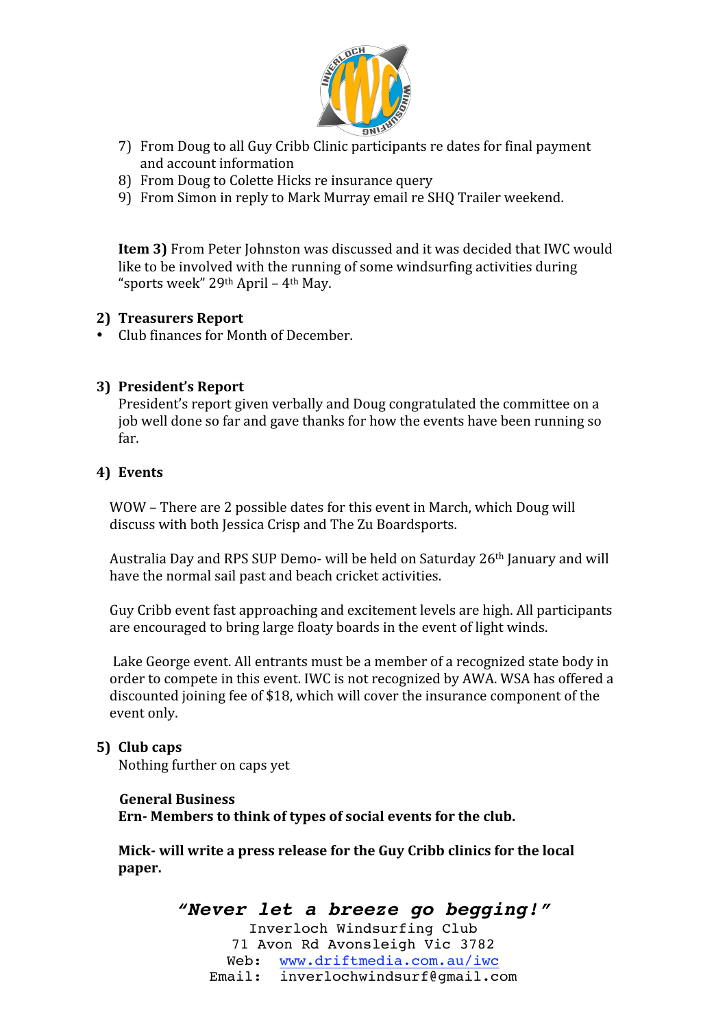7) From Doug to all Guy Cribb Clinic participants re dates for final payment and account information
8) From Doug to Colette Hicks re insurance query
9) From Simon in reply to Mark Murray email re SHQ Trailer weekend.

**Item 3)** From Peter Johnston was discussed and it was decided that IWC would like to be involved with the running of some windsurfing activities during "sports week" 29th April – 4th May.

**2) Treasurers Report**

- Club finances for Month of December.

**3) President's Report**

President's report given verbally and Doug congratulated the committee on a job well done so far and gave thanks for how the events have been running so far.

**4) Events**

WOW – There are 2 possible dates for this event in March, which Doug will discuss with both Jessica Crisp and The Zu Boardsports.

Australia Day and RPS SUP Demo- will be held on Saturday 26th January and will have the normal sail past and beach cricket activities.

Guy Cribb event fast approaching and excitement levels are high. All participants are encouraged to bring large floaty boards in the event of light winds.

Lake George event. All entrants must be a member of a recognized state body in order to compete in this event. IWC is not recognized by AWA. WSA has offered a discounted joining fee of $18, which will cover the insurance component of the event only.

**5) Club caps**

Nothing further on caps yet

**General Business**

**Ern- Members to think of types of social events for the club.**

**Mick- will write a press release for the Guy Cribb clinics for the local paper.**

***"Never let a breeze go begging!"***

Inverloch Windsurfing Club
71 Avon Rd Avonsleigh Vic 3782
Web: www.driftmedia.com.au/iwc
Email: inverlochwindsurf@gmail.com